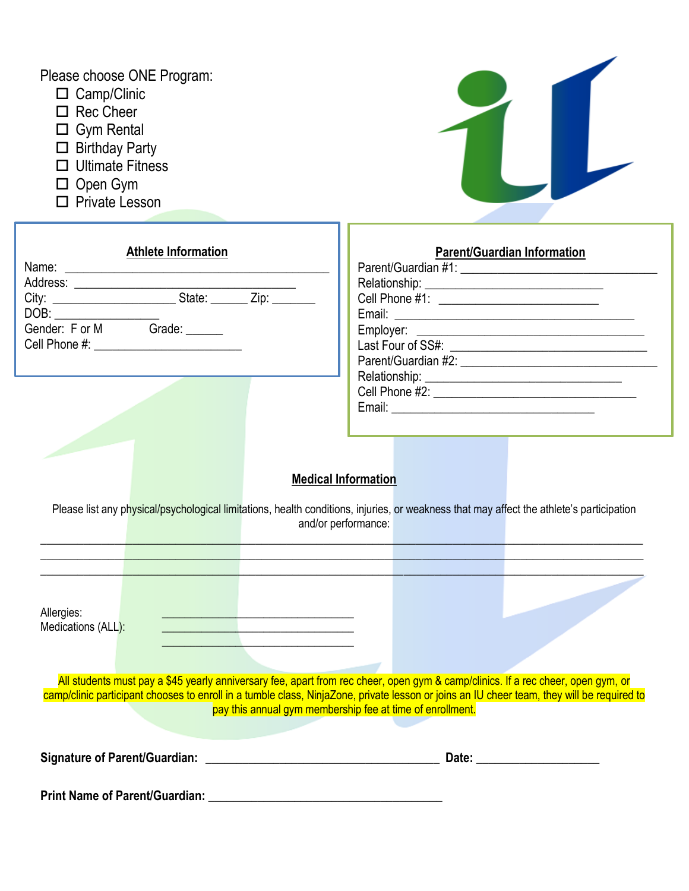Please choose ONE Program:

- ☐ Camp/Clinic
- ☐ Rec Cheer
- ☐ Gym Rental
- ☐ Birthday Party
- ☐ Ultimate Fitness
- ☐ Open Gym
- ☐ Private Lesson

**Athlete Information**

Name: ___________________________________________

Address: ____________________________________

City: ___________________ State: ______ Zip: _______

DOB: ________________

Gender: F or M Grade: ______

Cell Phone #: _______________________

**Parent/Guardian Information**

Parent/Guardian #1: _______________________________

Relationship: ___________________________

Cell Phone #1: _________________________

Email: ______________________________________

Employer: ___________________________________

Last Four of SS#: ______________________________

Parent/Guardian #2: _______________________________

Relationship: _______________________________

Cell Phone #2: _______________________________

Email: _______________________________

**Medical Information**

Please list any physical/psychological limitations, health conditions, injuries, or weakness that may affect the athlete's participation and/or performance:

_____________________________________________________________________________

_____________________________________________________________________________

_____________________________________________________________________________

Allergies: ______________________________

Medications (ALL): ______________________________

______________________________

All students must pay a $45 yearly anniversary fee, apart from rec cheer, open gym & camp/clinics. If a rec cheer, open gym, or camp/clinic participant chooses to enroll in a tumble class, NinjaZone, private lesson or joins an IU cheer team, they will be required to pay this annual gym membership fee at time of enrollment.

**Signature of Parent/Guardian:** ____________________________________ **Date:** ___________________

**Print Name of Parent/Guardian:** ____________________________________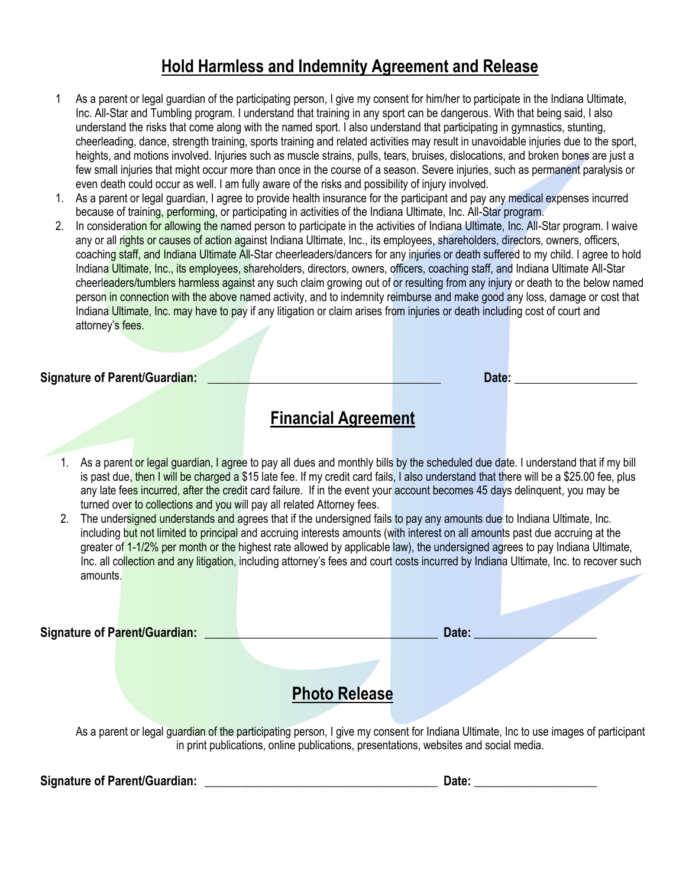# Hold Harmless and Indemnity Agreement and Release

1 As a parent or legal guardian of the participating person, I give my consent for him/her to participate in the Indiana Ultimate, Inc. All-Star and Tumbling program. I understand that training in any sport can be dangerous. With that being said, I also understand the risks that come along with the named sport. I also understand that participating in gymnastics, stunting, cheerleading, dance, strength training, sports training and related activities may result in unavoidable injuries due to the sport, heights, and motions involved. Injuries such as muscle strains, pulls, tears, bruises, dislocations, and broken bones are just a few small injuries that might occur more than once in the course of a season. Severe injuries, such as permanent paralysis or even death could occur as well. I am fully aware of the risks and possibility of injury involved.

1. As a parent or legal guardian, I agree to provide health insurance for the participant and pay any medical expenses incurred because of training, performing, or participating in activities of the Indiana Ultimate, Inc. All-Star program.
2. In consideration for allowing the named person to participate in the activities of Indiana Ultimate, Inc. All-Star program. I waive any or all rights or causes of action against Indiana Ultimate, Inc., its employees, shareholders, directors, owners, officers, coaching staff, and Indiana Ultimate All-Star cheerleaders/dancers for any injuries or death suffered to my child. I agree to hold Indiana Ultimate, Inc., its employees, shareholders, directors, owners, officers, coaching staff, and Indiana Ultimate All-Star cheerleaders/tumblers harmless against any such claim growing out of or resulting from any injury or death to the below named person in connection with the above named activity, and to indemnity reimburse and make good any loss, damage or cost that Indiana Ultimate, Inc. may have to pay if any litigation or claim arises from injuries or death including cost of court and attorney's fees.

**Signature of Parent/Guardian:** ______________________________________ **Date:** ____________________

# Financial Agreement

1. As a parent or legal guardian, I agree to pay all dues and monthly bills by the scheduled due date. I understand that if my bill is past due, then I will be charged a $15 late fee. If my credit card fails, I also understand that there will be a $25.00 fee, plus any late fees incurred, after the credit card failure. If in the event your account becomes 45 days delinquent, you may be turned over to collections and you will pay all related Attorney fees.
2. The undersigned understands and agrees that if the undersigned fails to pay any amounts due to Indiana Ultimate, Inc. including but not limited to principal and accruing interests amounts (with interest on all amounts past due accruing at the greater of 1-1/2% per month or the highest rate allowed by applicable law), the undersigned agrees to pay Indiana Ultimate, Inc. all collection and any litigation, including attorney's fees and court costs incurred by Indiana Ultimate, Inc. to recover such amounts.

**Signature of Parent/Guardian:** ______________________________________ **Date:** ____________________

# Photo Release

As a parent or legal guardian of the participating person, I give my consent for Indiana Ultimate, Inc to use images of participant in print publications, online publications, presentations, websites and social media.

**Signature of Parent/Guardian:** ______________________________________ **Date:** ____________________